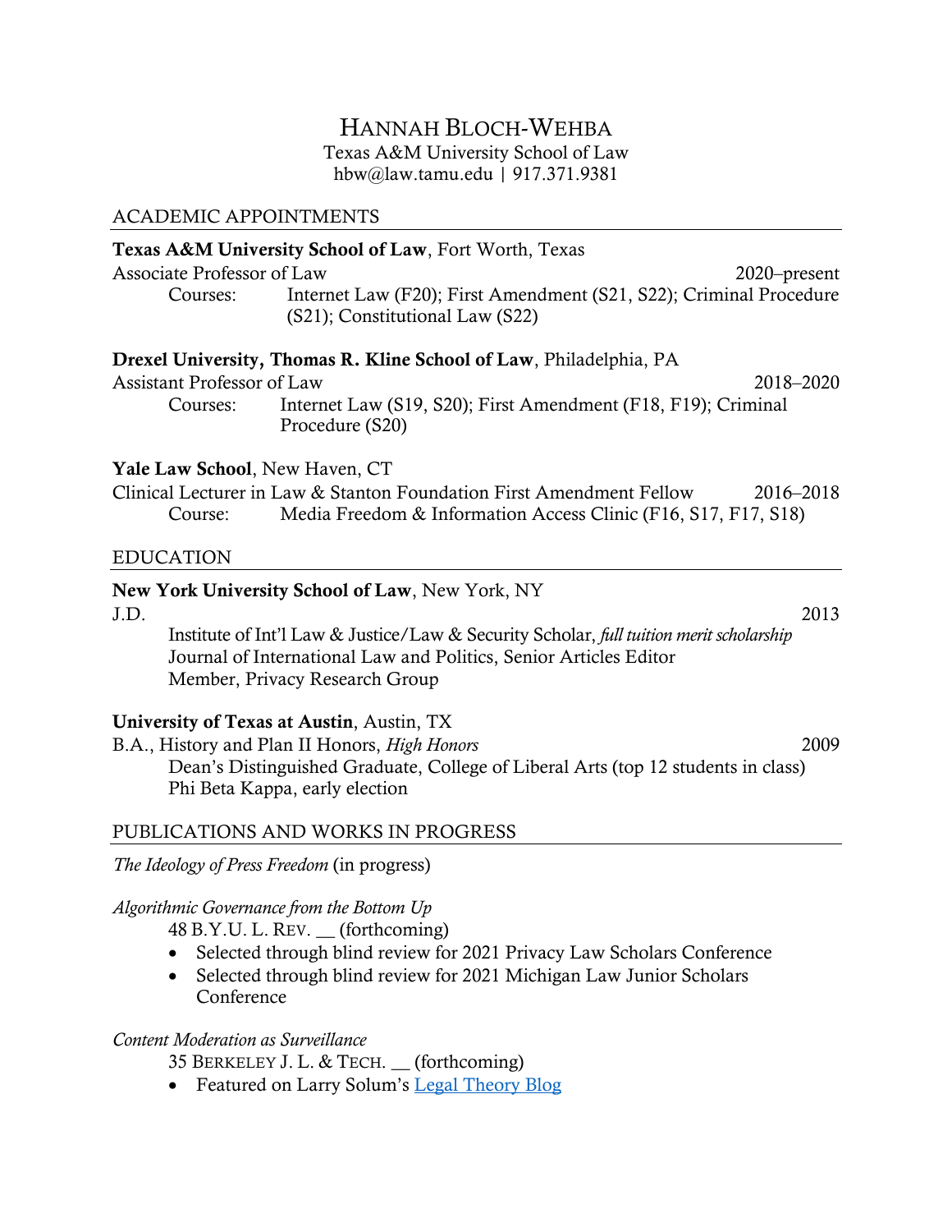# HANNAH BLOCH-WEHBA

Texas A&M University School of Law
hbw@law.tamu.edu | 917.371.9381

## ACADEMIC APPOINTMENTS

**Texas A&M University School of Law**, Fort Worth, Texas
Associate Professor of Law — 2020–present
Courses: Internet Law (F20); First Amendment (S21, S22); Criminal Procedure (S21); Constitutional Law (S22)

**Drexel University, Thomas R. Kline School of Law**, Philadelphia, PA
Assistant Professor of Law — 2018–2020
Courses: Internet Law (S19, S20); First Amendment (F18, F19); Criminal Procedure (S20)

**Yale Law School**, New Haven, CT
Clinical Lecturer in Law & Stanton Foundation First Amendment Fellow — 2016–2018
Course: Media Freedom & Information Access Clinic (F16, S17, F17, S18)

## EDUCATION

**New York University School of Law**, New York, NY
J.D. — 2013
Institute of Int'l Law & Justice/Law & Security Scholar, *full tuition merit scholarship*
Journal of International Law and Politics, Senior Articles Editor
Member, Privacy Research Group

**University of Texas at Austin**, Austin, TX
B.A., History and Plan II Honors, *High Honors* — 2009
Dean's Distinguished Graduate, College of Liberal Arts (top 12 students in class)
Phi Beta Kappa, early election

## PUBLICATIONS AND WORKS IN PROGRESS

*The Ideology of Press Freedom* (in progress)

*Algorithmic Governance from the Bottom Up*
48 B.Y.U. L. REV. __ (forthcoming)
- Selected through blind review for 2021 Privacy Law Scholars Conference
- Selected through blind review for 2021 Michigan Law Junior Scholars Conference

*Content Moderation as Surveillance*
35 BERKELEY J. L. & TECH. __ (forthcoming)
- Featured on Larry Solum's Legal Theory Blog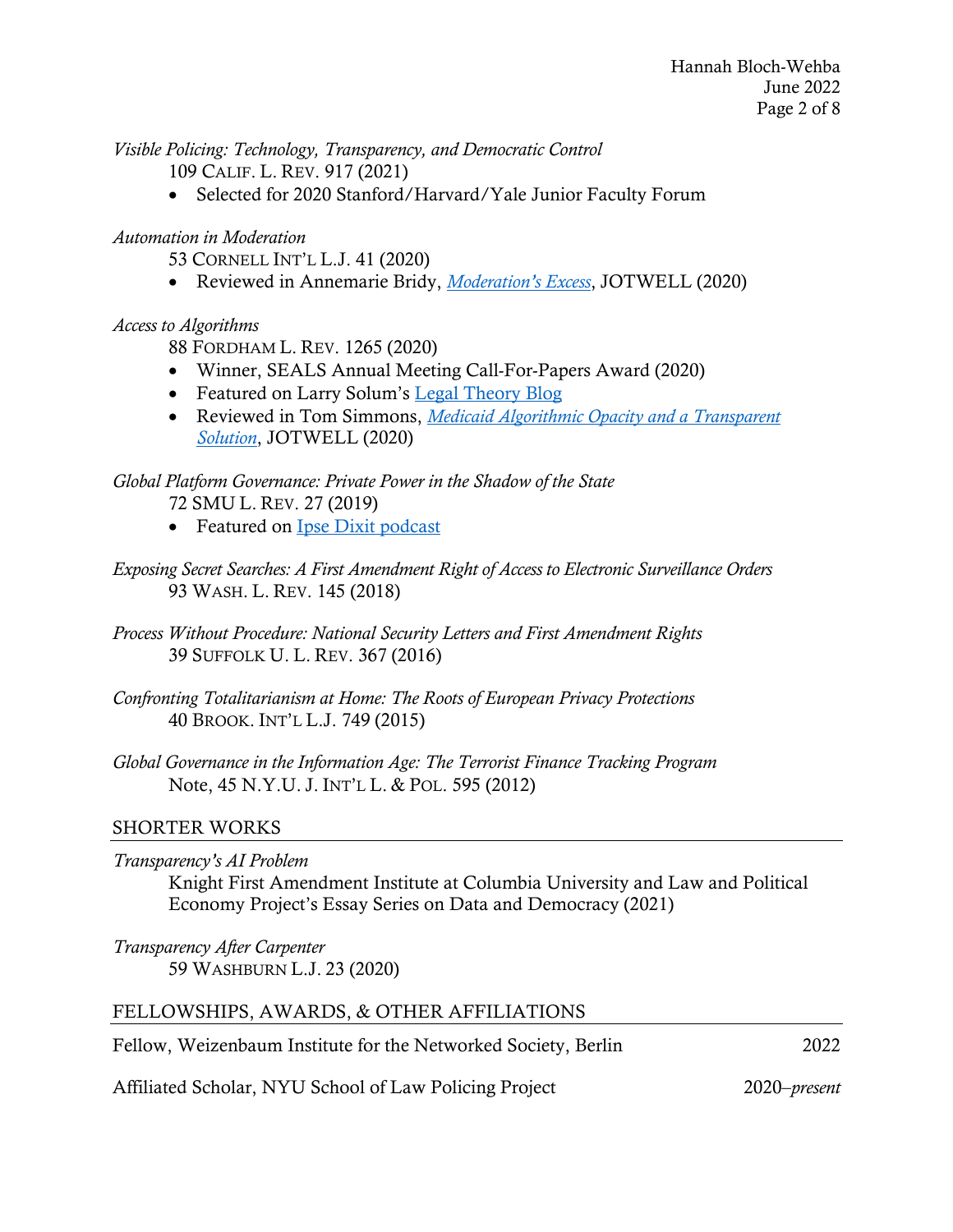*Visible Policing: Technology, Transparency, and Democratic Control*
109 CALIF. L. REV. 917 (2021)

- Selected for 2020 Stanford/Harvard/Yale Junior Faculty Forum

*Automation in Moderation*
53 CORNELL INT'L L.J. 41 (2020)

- Reviewed in Annemarie Bridy, *Moderation's Excess*, JOTWELL (2020)

*Access to Algorithms*
88 FORDHAM L. REV. 1265 (2020)

- Winner, SEALS Annual Meeting Call-For-Papers Award (2020)
- Featured on Larry Solum's Legal Theory Blog
- Reviewed in Tom Simmons, *Medicaid Algorithmic Opacity and a Transparent Solution*, JOTWELL (2020)

*Global Platform Governance: Private Power in the Shadow of the State*
72 SMU L. REV. 27 (2019)

- Featured on Ipse Dixit podcast

*Exposing Secret Searches: A First Amendment Right of Access to Electronic Surveillance Orders*
93 WASH. L. REV. 145 (2018)

*Process Without Procedure: National Security Letters and First Amendment Rights*
39 SUFFOLK U. L. REV. 367 (2016)

*Confronting Totalitarianism at Home: The Roots of European Privacy Protections*
40 BROOK. INT'L L.J. 749 (2015)

*Global Governance in the Information Age: The Terrorist Finance Tracking Program*
Note, 45 N.Y.U. J. INT'L L. & POL. 595 (2012)

## SHORTER WORKS

*Transparency's AI Problem*
Knight First Amendment Institute at Columbia University and Law and Political Economy Project's Essay Series on Data and Democracy (2021)

*Transparency After Carpenter*
59 WASHBURN L.J. 23 (2020)

## FELLOWSHIPS, AWARDS, & OTHER AFFILIATIONS

Fellow, Weizenbaum Institute for the Networked Society, Berlin — 2022

Affiliated Scholar, NYU School of Law Policing Project — 2020–*present*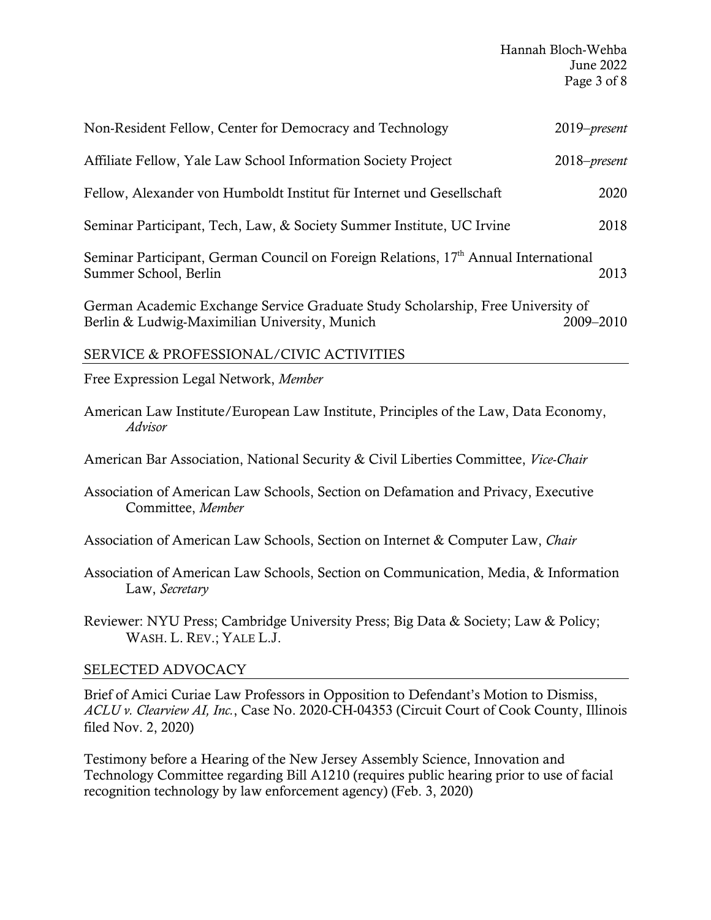Non-Resident Fellow, Center for Democracy and Technology 2019–*present*

Affiliate Fellow, Yale Law School Information Society Project 2018–*present*

Fellow, Alexander von Humboldt Institut für Internet und Gesellschaft 2020

Seminar Participant, Tech, Law, & Society Summer Institute, UC Irvine 2018

Seminar Participant, German Council on Foreign Relations, 17th Annual International Summer School, Berlin 2013

German Academic Exchange Service Graduate Study Scholarship, Free University of Berlin & Ludwig-Maximilian University, Munich 2009–2010

## SERVICE & PROFESSIONAL/CIVIC ACTIVITIES

Free Expression Legal Network, *Member*

American Law Institute/European Law Institute, Principles of the Law, Data Economy, *Advisor*

American Bar Association, National Security & Civil Liberties Committee, *Vice-Chair*

Association of American Law Schools, Section on Defamation and Privacy, Executive Committee, *Member*

Association of American Law Schools, Section on Internet & Computer Law, *Chair*

Association of American Law Schools, Section on Communication, Media, & Information Law, *Secretary*

Reviewer: NYU Press; Cambridge University Press; Big Data & Society; Law & Policy; WASH. L. REV.; YALE L.J.

## SELECTED ADVOCACY

Brief of Amici Curiae Law Professors in Opposition to Defendant's Motion to Dismiss, *ACLU v. Clearview AI, Inc.*, Case No. 2020-CH-04353 (Circuit Court of Cook County, Illinois filed Nov. 2, 2020)

Testimony before a Hearing of the New Jersey Assembly Science, Innovation and Technology Committee regarding Bill A1210 (requires public hearing prior to use of facial recognition technology by law enforcement agency) (Feb. 3, 2020)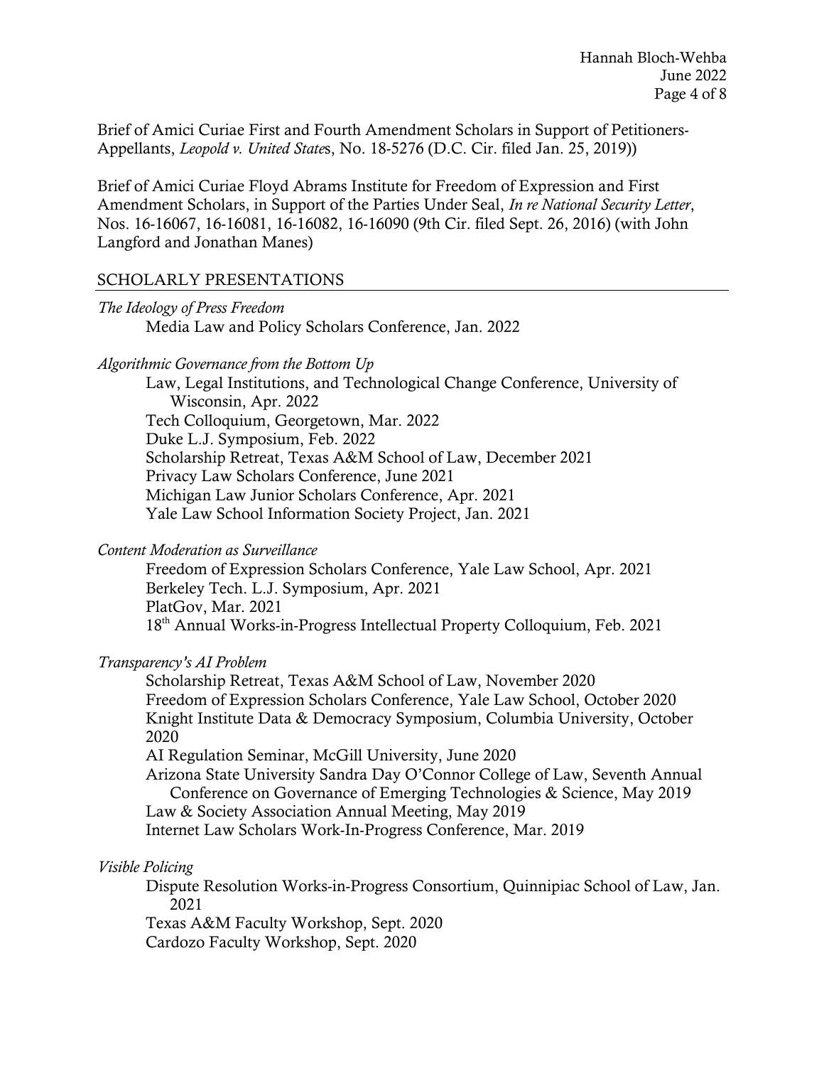Brief of Amici Curiae First and Fourth Amendment Scholars in Support of Petitioners-Appellants, *Leopold v. United State*s, No. 18-5276 (D.C. Cir. filed Jan. 25, 2019))

Brief of Amici Curiae Floyd Abrams Institute for Freedom of Expression and First Amendment Scholars, in Support of the Parties Under Seal, *In re National Security Letter*, Nos. 16-16067, 16-16081, 16-16082, 16-16090 (9th Cir. filed Sept. 26, 2016) (with John Langford and Jonathan Manes)

## SCHOLARLY PRESENTATIONS

*The Ideology of Press Freedom*

- Media Law and Policy Scholars Conference, Jan. 2022

*Algorithmic Governance from the Bottom Up*

- Law, Legal Institutions, and Technological Change Conference, University of Wisconsin, Apr. 2022
- Tech Colloquium, Georgetown, Mar. 2022
- Duke L.J. Symposium, Feb. 2022
- Scholarship Retreat, Texas A&M School of Law, December 2021
- Privacy Law Scholars Conference, June 2021
- Michigan Law Junior Scholars Conference, Apr. 2021
- Yale Law School Information Society Project, Jan. 2021

*Content Moderation as Surveillance*

- Freedom of Expression Scholars Conference, Yale Law School, Apr. 2021
- Berkeley Tech. L.J. Symposium, Apr. 2021
- PlatGov, Mar. 2021
- 18th Annual Works-in-Progress Intellectual Property Colloquium, Feb. 2021

*Transparency's AI Problem*

- Scholarship Retreat, Texas A&M School of Law, November 2020
- Freedom of Expression Scholars Conference, Yale Law School, October 2020
- Knight Institute Data & Democracy Symposium, Columbia University, October 2020
- AI Regulation Seminar, McGill University, June 2020
- Arizona State University Sandra Day O'Connor College of Law, Seventh Annual Conference on Governance of Emerging Technologies & Science, May 2019
- Law & Society Association Annual Meeting, May 2019
- Internet Law Scholars Work-In-Progress Conference, Mar. 2019

*Visible Policing*

- Dispute Resolution Works-in-Progress Consortium, Quinnipiac School of Law, Jan. 2021
- Texas A&M Faculty Workshop, Sept. 2020
- Cardozo Faculty Workshop, Sept. 2020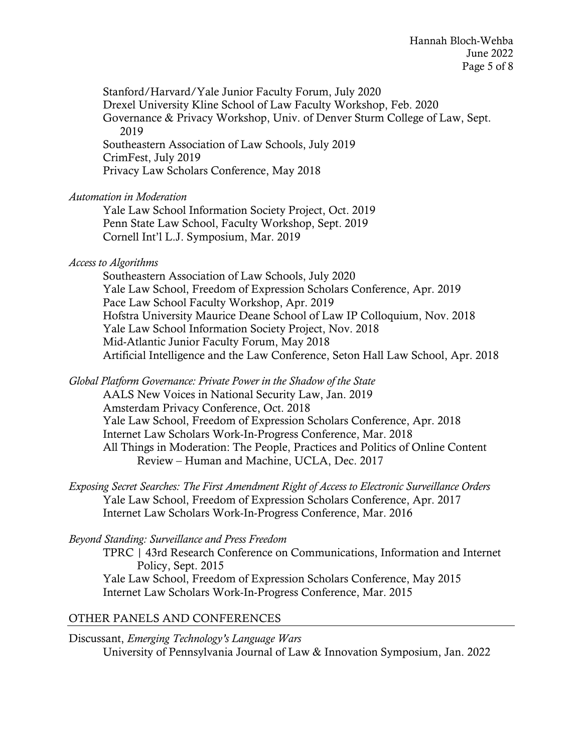Stanford/Harvard/Yale Junior Faculty Forum, July 2020
Drexel University Kline School of Law Faculty Workshop, Feb. 2020
Governance & Privacy Workshop, Univ. of Denver Sturm College of Law, Sept. 2019
Southeastern Association of Law Schools, July 2019
CrimFest, July 2019
Privacy Law Scholars Conference, May 2018

*Automation in Moderation*

Yale Law School Information Society Project, Oct. 2019
Penn State Law School, Faculty Workshop, Sept. 2019
Cornell Int'l L.J. Symposium, Mar. 2019

*Access to Algorithms*

Southeastern Association of Law Schools, July 2020
Yale Law School, Freedom of Expression Scholars Conference, Apr. 2019
Pace Law School Faculty Workshop, Apr. 2019
Hofstra University Maurice Deane School of Law IP Colloquium, Nov. 2018
Yale Law School Information Society Project, Nov. 2018
Mid-Atlantic Junior Faculty Forum, May 2018
Artificial Intelligence and the Law Conference, Seton Hall Law School, Apr. 2018

*Global Platform Governance: Private Power in the Shadow of the State*

AALS New Voices in National Security Law, Jan. 2019
Amsterdam Privacy Conference, Oct. 2018
Yale Law School, Freedom of Expression Scholars Conference, Apr. 2018
Internet Law Scholars Work-In-Progress Conference, Mar. 2018
All Things in Moderation: The People, Practices and Politics of Online Content Review – Human and Machine, UCLA, Dec. 2017

*Exposing Secret Searches: The First Amendment Right of Access to Electronic Surveillance Orders*

Yale Law School, Freedom of Expression Scholars Conference, Apr. 2017
Internet Law Scholars Work-In-Progress Conference, Mar. 2016

*Beyond Standing: Surveillance and Press Freedom*

TPRC | 43rd Research Conference on Communications, Information and Internet Policy, Sept. 2015
Yale Law School, Freedom of Expression Scholars Conference, May 2015
Internet Law Scholars Work-In-Progress Conference, Mar. 2015

## OTHER PANELS AND CONFERENCES

Discussant, *Emerging Technology's Language Wars*

University of Pennsylvania Journal of Law & Innovation Symposium, Jan. 2022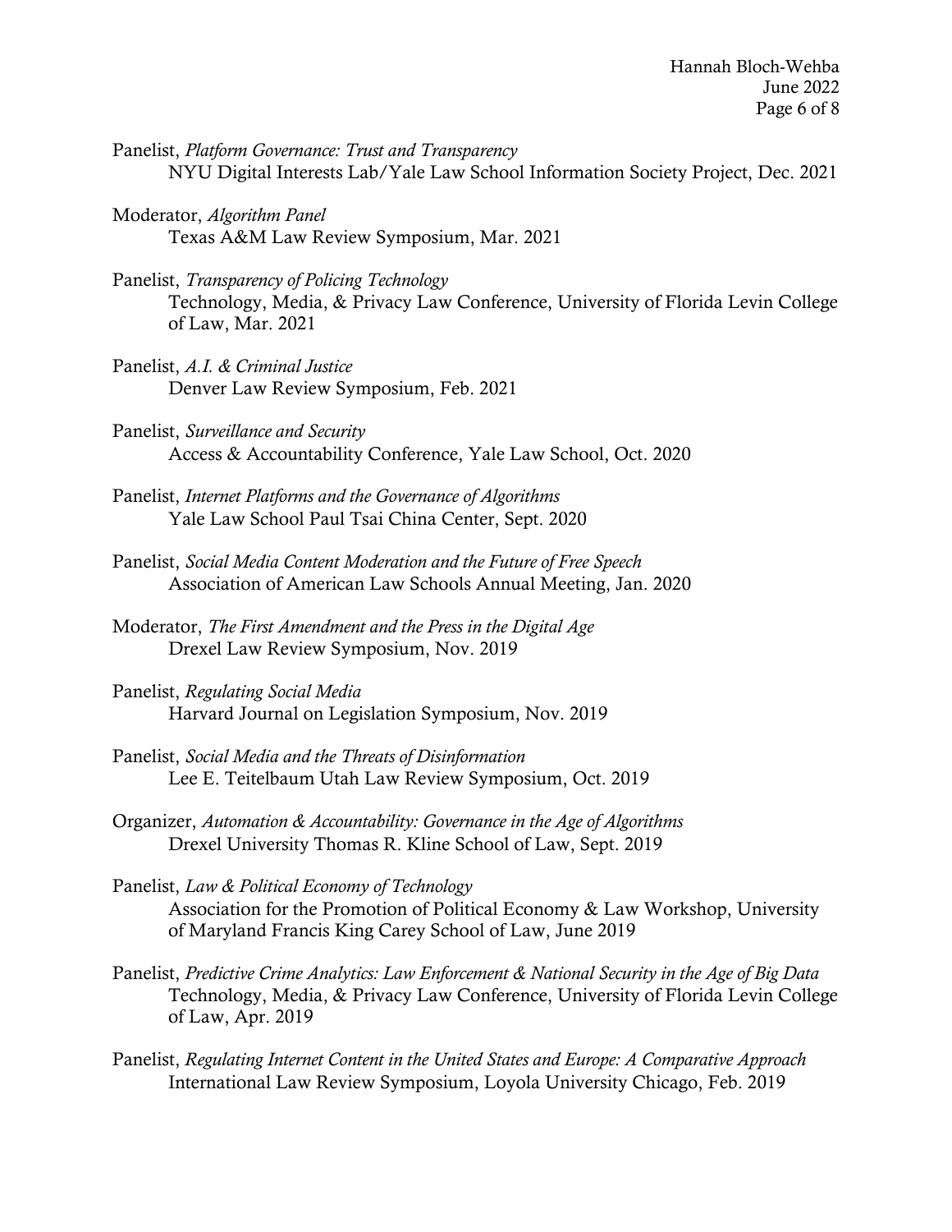Panelist, *Platform Governance: Trust and Transparency*
NYU Digital Interests Lab/Yale Law School Information Society Project, Dec. 2021

Moderator, *Algorithm Panel*
Texas A&M Law Review Symposium, Mar. 2021

Panelist, *Transparency of Policing Technology*
Technology, Media, & Privacy Law Conference, University of Florida Levin College of Law, Mar. 2021

Panelist, *A.I. & Criminal Justice*
Denver Law Review Symposium, Feb. 2021

Panelist, *Surveillance and Security*
Access & Accountability Conference, Yale Law School, Oct. 2020

Panelist, *Internet Platforms and the Governance of Algorithms*
Yale Law School Paul Tsai China Center, Sept. 2020

Panelist, *Social Media Content Moderation and the Future of Free Speech*
Association of American Law Schools Annual Meeting, Jan. 2020

Moderator, *The First Amendment and the Press in the Digital Age*
Drexel Law Review Symposium, Nov. 2019

Panelist, *Regulating Social Media*
Harvard Journal on Legislation Symposium, Nov. 2019

Panelist, *Social Media and the Threats of Disinformation*
Lee E. Teitelbaum Utah Law Review Symposium, Oct. 2019

Organizer, *Automation & Accountability: Governance in the Age of Algorithms*
Drexel University Thomas R. Kline School of Law, Sept. 2019

Panelist, *Law & Political Economy of Technology*
Association for the Promotion of Political Economy & Law Workshop, University of Maryland Francis King Carey School of Law, June 2019

Panelist, *Predictive Crime Analytics: Law Enforcement & National Security in the Age of Big Data*
Technology, Media, & Privacy Law Conference, University of Florida Levin College of Law, Apr. 2019

Panelist, *Regulating Internet Content in the United States and Europe: A Comparative Approach*
International Law Review Symposium, Loyola University Chicago, Feb. 2019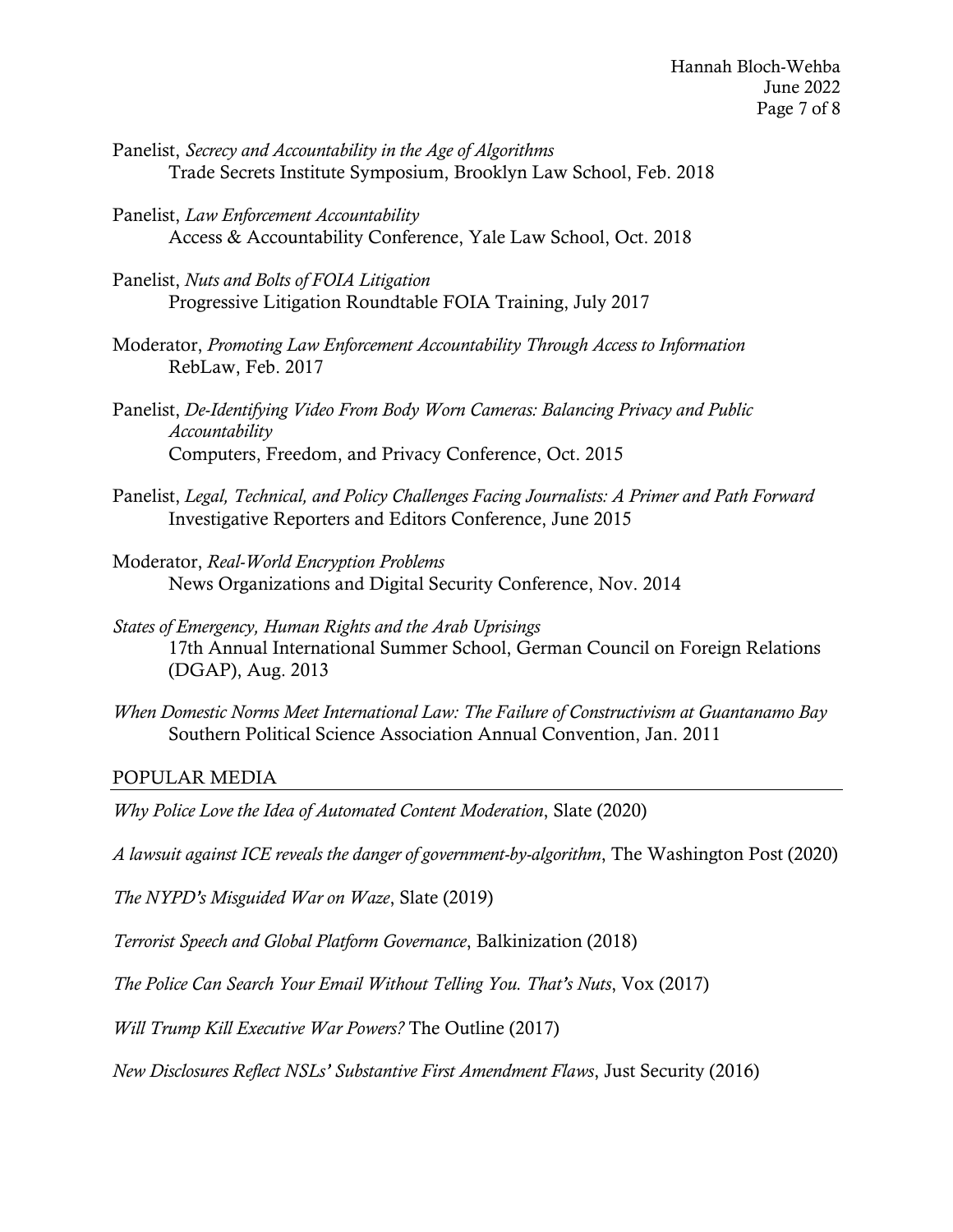Panelist, *Secrecy and Accountability in the Age of Algorithms*
Trade Secrets Institute Symposium, Brooklyn Law School, Feb. 2018

Panelist, *Law Enforcement Accountability*
Access & Accountability Conference, Yale Law School, Oct. 2018

Panelist, *Nuts and Bolts of FOIA Litigation*
Progressive Litigation Roundtable FOIA Training, July 2017

Moderator, *Promoting Law Enforcement Accountability Through Access to Information*
RebLaw, Feb. 2017

Panelist, *De-Identifying Video From Body Worn Cameras: Balancing Privacy and Public Accountability*
Computers, Freedom, and Privacy Conference, Oct. 2015

Panelist, *Legal, Technical, and Policy Challenges Facing Journalists: A Primer and Path Forward*
Investigative Reporters and Editors Conference, June 2015

Moderator, *Real-World Encryption Problems*
News Organizations and Digital Security Conference, Nov. 2014

*States of Emergency, Human Rights and the Arab Uprisings*
17th Annual International Summer School, German Council on Foreign Relations (DGAP), Aug. 2013

*When Domestic Norms Meet International Law: The Failure of Constructivism at Guantanamo Bay*
Southern Political Science Association Annual Convention, Jan. 2011

## POPULAR MEDIA

*Why Police Love the Idea of Automated Content Moderation*, Slate (2020)

*A lawsuit against ICE reveals the danger of government-by-algorithm*, The Washington Post (2020)

*The NYPD's Misguided War on Waze*, Slate (2019)

*Terrorist Speech and Global Platform Governance*, Balkinization (2018)

*The Police Can Search Your Email Without Telling You. That's Nuts*, Vox (2017)

*Will Trump Kill Executive War Powers?* The Outline (2017)

*New Disclosures Reflect NSLs' Substantive First Amendment Flaws*, Just Security (2016)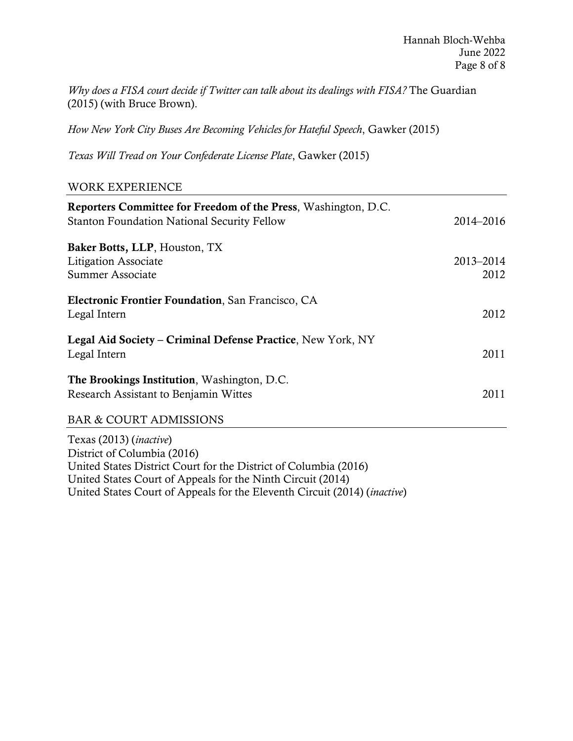*Why does a FISA court decide if Twitter can talk about its dealings with FISA?* The Guardian (2015) (with Bruce Brown).

*How New York City Buses Are Becoming Vehicles for Hateful Speech*, Gawker (2015)

*Texas Will Tread on Your Confederate License Plate*, Gawker (2015)

## WORK EXPERIENCE

**Reporters Committee for Freedom of the Press**, Washington, D.C.
Stanton Foundation National Security Fellow — 2014–2016

**Baker Botts, LLP**, Houston, TX
Litigation Associate — 2013–2014
Summer Associate — 2012

**Electronic Frontier Foundation**, San Francisco, CA
Legal Intern — 2012

**Legal Aid Society – Criminal Defense Practice**, New York, NY
Legal Intern — 2011

**The Brookings Institution**, Washington, D.C.
Research Assistant to Benjamin Wittes — 2011

## BAR & COURT ADMISSIONS

Texas (2013) (*inactive*)
District of Columbia (2016)
United States District Court for the District of Columbia (2016)
United States Court of Appeals for the Ninth Circuit (2014)
United States Court of Appeals for the Eleventh Circuit (2014) (*inactive*)